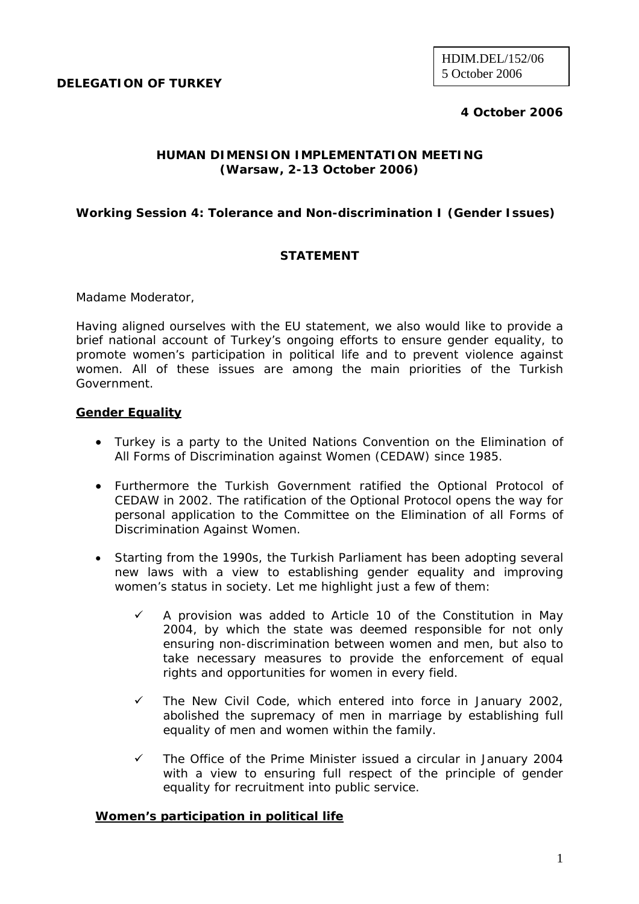HDIM.DEL/152/06
5 October 2006

**DELEGATION OF TURKEY**

**4 October 2006**

**HUMAN DIMENSION IMPLEMENTATION MEETING**
**(Warsaw, 2-13 October 2006)**

**Working Session 4: Tolerance and Non-discrimination I (Gender Issues)**

**STATEMENT**

Madame Moderator,

Having aligned ourselves with the EU statement, we also would like to provide a brief national account of Turkey's ongoing efforts to ensure gender equality, to promote women's participation in political life and to prevent violence against women. All of these issues are among the main priorities of the Turkish Government.

**Gender Equality**

- Turkey is a party to the United Nations Convention on the Elimination of All Forms of Discrimination against Women (CEDAW) since 1985.

- Furthermore the Turkish Government ratified the Optional Protocol of CEDAW in 2002. The ratification of the Optional Protocol opens the way for personal application to the Committee on the Elimination of all Forms of Discrimination Against Women.

- Starting from the 1990s, the Turkish Parliament has been adopting several new laws with a view to establishing gender equality and improving women's status in society. Let me highlight just a few of them:

  - ✓ A provision was added to Article 10 of the Constitution in May 2004, by which the state was deemed responsible for not only ensuring non-discrimination between women and men, but also to take necessary measures to provide the enforcement of equal rights and opportunities for women in every field.

  - ✓ The New Civil Code, which entered into force in January 2002, abolished the supremacy of men in marriage by establishing full equality of men and women within the family.

  - ✓ The Office of the Prime Minister issued a circular in January 2004 with a view to ensuring full respect of the principle of gender equality for recruitment into public service.

**Women's participation in political life**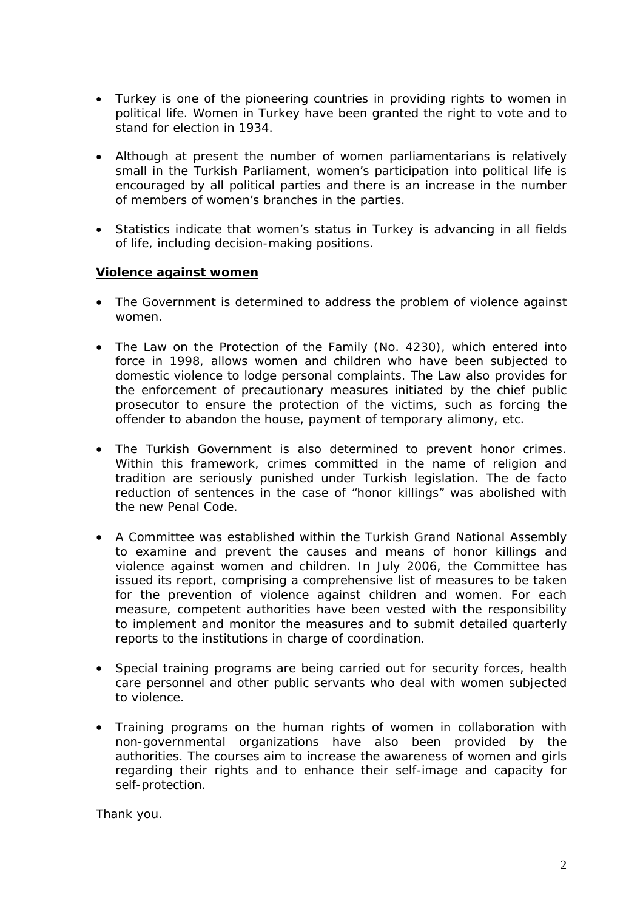- Turkey is one of the pioneering countries in providing rights to women in political life. Women in Turkey have been granted the right to vote and to stand for election in 1934.

- Although at present the number of women parliamentarians is relatively small in the Turkish Parliament, women's participation into political life is encouraged by all political parties and there is an increase in the number of members of women's branches in the parties.

- Statistics indicate that women's status in Turkey is advancing in all fields of life, including decision-making positions.

**Violence against women**

- The Government is determined to address the problem of violence against women.

- The Law on the Protection of the Family (No. 4230), which entered into force in 1998, allows women and children who have been subjected to domestic violence to lodge personal complaints. The Law also provides for the enforcement of precautionary measures initiated by the chief public prosecutor to ensure the protection of the victims, such as forcing the offender to abandon the house, payment of temporary alimony, etc.

- The Turkish Government is also determined to prevent honor crimes. Within this framework, crimes committed in the name of religion and tradition are seriously punished under Turkish legislation. The de facto reduction of sentences in the case of "honor killings" was abolished with the new Penal Code.

- A Committee was established within the Turkish Grand National Assembly to examine and prevent the causes and means of honor killings and violence against women and children. In July 2006, the Committee has issued its report, comprising a comprehensive list of measures to be taken for the prevention of violence against children and women. For each measure, competent authorities have been vested with the responsibility to implement and monitor the measures and to submit detailed quarterly reports to the institutions in charge of coordination.

- Special training programs are being carried out for security forces, health care personnel and other public servants who deal with women subjected to violence.

- Training programs on the human rights of women in collaboration with non-governmental organizations have also been provided by the authorities. The courses aim to increase the awareness of women and girls regarding their rights and to enhance their self-image and capacity for self-protection.

Thank you.